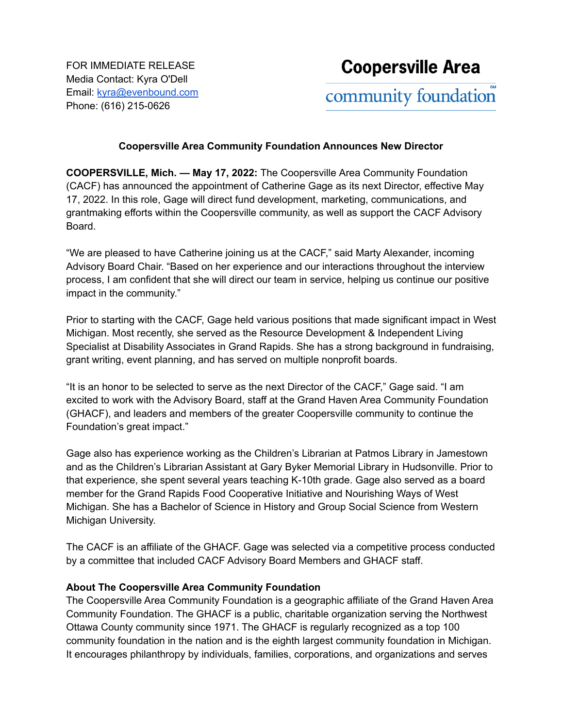FOR IMMEDIATE RELEASE
Media Contact: Kyra O'Dell
Email: kyra@evenbound.com
Phone: (616) 215-0626

**Coopersville Area**
community foundation℠

**Coopersville Area Community Foundation Announces New Director**

**COOPERSVILLE, Mich. — May 17, 2022:** The Coopersville Area Community Foundation (CACF) has announced the appointment of Catherine Gage as its next Director, effective May 17, 2022. In this role, Gage will direct fund development, marketing, communications, and grantmaking efforts within the Coopersville community, as well as support the CACF Advisory Board.

“We are pleased to have Catherine joining us at the CACF,” said Marty Alexander, incoming Advisory Board Chair. “Based on her experience and our interactions throughout the interview process, I am confident that she will direct our team in service, helping us continue our positive impact in the community.”

Prior to starting with the CACF, Gage held various positions that made significant impact in West Michigan. Most recently, she served as the Resource Development & Independent Living Specialist at Disability Associates in Grand Rapids. She has a strong background in fundraising, grant writing, event planning, and has served on multiple nonprofit boards.

“It is an honor to be selected to serve as the next Director of the CACF,” Gage said. “I am excited to work with the Advisory Board, staff at the Grand Haven Area Community Foundation (GHACF), and leaders and members of the greater Coopersville community to continue the Foundation’s great impact.”

Gage also has experience working as the Children’s Librarian at Patmos Library in Jamestown and as the Children’s Librarian Assistant at Gary Byker Memorial Library in Hudsonville. Prior to that experience, she spent several years teaching K-10th grade. Gage also served as a board member for the Grand Rapids Food Cooperative Initiative and Nourishing Ways of West Michigan. She has a Bachelor of Science in History and Group Social Science from Western Michigan University.

The CACF is an affiliate of the GHACF. Gage was selected via a competitive process conducted by a committee that included CACF Advisory Board Members and GHACF staff.

**About The Coopersville Area Community Foundation**

The Coopersville Area Community Foundation is a geographic affiliate of the Grand Haven Area Community Foundation. The GHACF is a public, charitable organization serving the Northwest Ottawa County community since 1971. The GHACF is regularly recognized as a top 100 community foundation in the nation and is the eighth largest community foundation in Michigan. It encourages philanthropy by individuals, families, corporations, and organizations and serves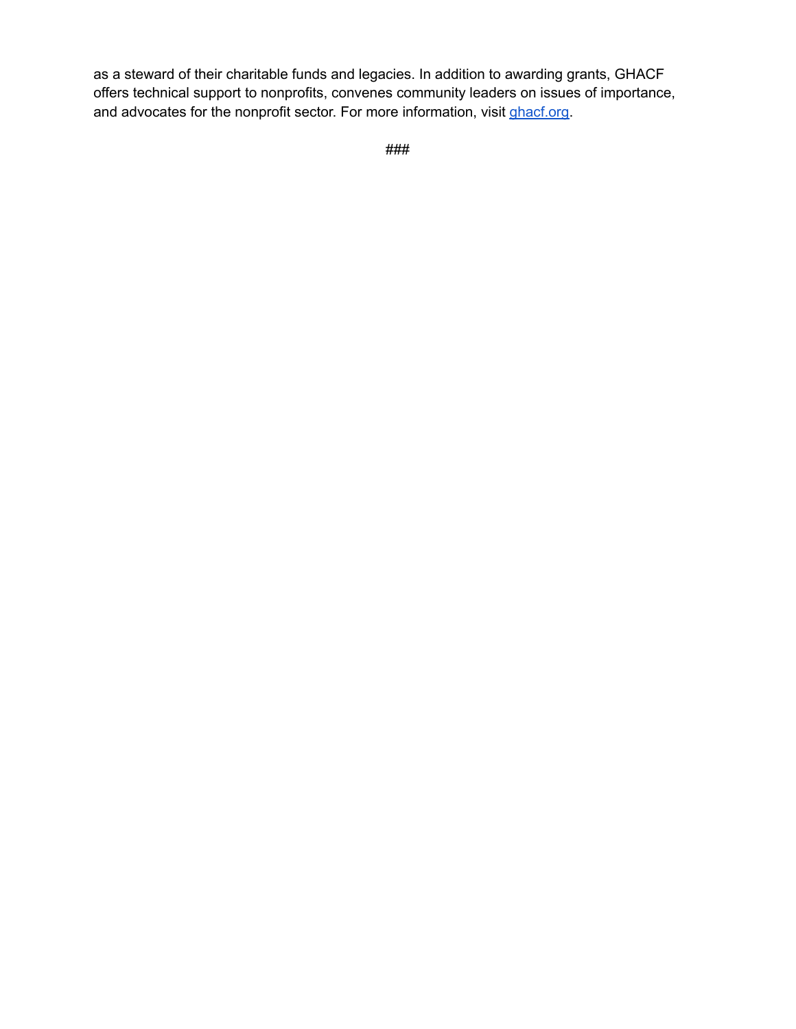as a steward of their charitable funds and legacies. In addition to awarding grants, GHACF offers technical support to nonprofits, convenes community leaders on issues of importance, and advocates for the nonprofit sector. For more information, visit [ghacf.org](ghacf.org).

###